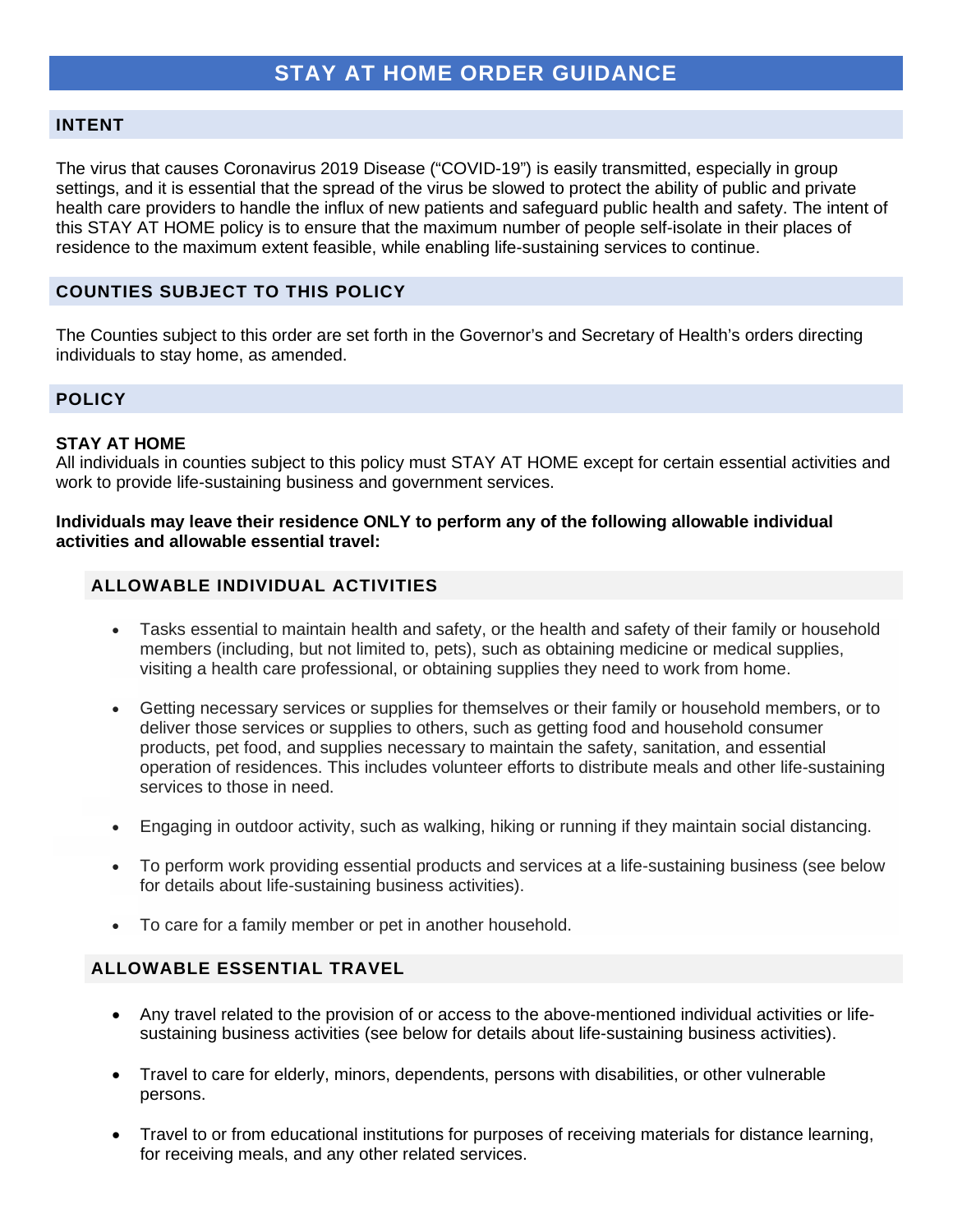# STAY AT HOME ORDER GUIDANCE

## INTENT

The virus that causes Coronavirus 2019 Disease ("COVID-19") is easily transmitted, especially in group settings, and it is essential that the spread of the virus be slowed to protect the ability of public and private health care providers to handle the influx of new patients and safeguard public health and safety. The intent of this STAY AT HOME policy is to ensure that the maximum number of people self-isolate in their places of residence to the maximum extent feasible, while enabling life-sustaining services to continue.

## COUNTIES SUBJECT TO THIS POLICY

The Counties subject to this order are set forth in the Governor's and Secretary of Health's orders directing individuals to stay home, as amended.

## POLICY

**STAY AT HOME**
All individuals in counties subject to this policy must STAY AT HOME except for certain essential activities and work to provide life-sustaining business and government services.

**Individuals may leave their residence ONLY to perform any of the following allowable individual activities and allowable essential travel:**

### ALLOWABLE INDIVIDUAL ACTIVITIES

- Tasks essential to maintain health and safety, or the health and safety of their family or household members (including, but not limited to, pets), such as obtaining medicine or medical supplies, visiting a health care professional, or obtaining supplies they need to work from home.
- Getting necessary services or supplies for themselves or their family or household members, or to deliver those services or supplies to others, such as getting food and household consumer products, pet food, and supplies necessary to maintain the safety, sanitation, and essential operation of residences. This includes volunteer efforts to distribute meals and other life-sustaining services to those in need.
- Engaging in outdoor activity, such as walking, hiking or running if they maintain social distancing.
- To perform work providing essential products and services at a life-sustaining business (see below for details about life-sustaining business activities).
- To care for a family member or pet in another household.

### ALLOWABLE ESSENTIAL TRAVEL

- Any travel related to the provision of or access to the above-mentioned individual activities or life-sustaining business activities (see below for details about life-sustaining business activities).
- Travel to care for elderly, minors, dependents, persons with disabilities, or other vulnerable persons.
- Travel to or from educational institutions for purposes of receiving materials for distance learning, for receiving meals, and any other related services.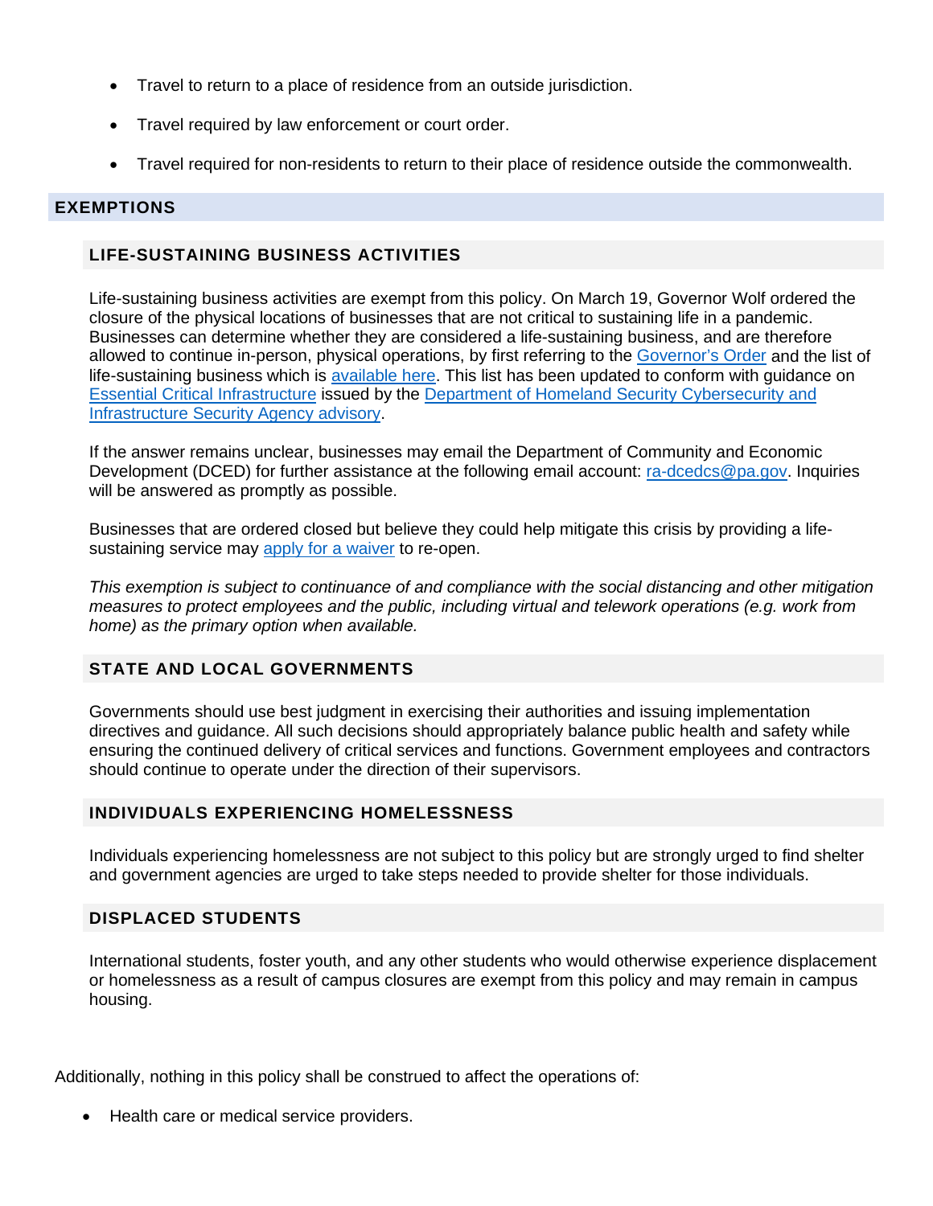- Travel to return to a place of residence from an outside jurisdiction.
- Travel required by law enforcement or court order.
- Travel required for non-residents to return to their place of residence outside the commonwealth.

## EXEMPTIONS

### LIFE-SUSTAINING BUSINESS ACTIVITIES

Life-sustaining business activities are exempt from this policy. On March 19, Governor Wolf ordered the closure of the physical locations of businesses that are not critical to sustaining life in a pandemic. Businesses can determine whether they are considered a life-sustaining business, and are therefore allowed to continue in-person, physical operations, by first referring to the Governor's Order and the list of life-sustaining business which is available here. This list has been updated to conform with guidance on Essential Critical Infrastructure issued by the Department of Homeland Security Cybersecurity and Infrastructure Security Agency advisory.

If the answer remains unclear, businesses may email the Department of Community and Economic Development (DCED) for further assistance at the following email account: ra-dcedcs@pa.gov. Inquiries will be answered as promptly as possible.

Businesses that are ordered closed but believe they could help mitigate this crisis by providing a life-sustaining service may apply for a waiver to re-open.

*This exemption is subject to continuance of and compliance with the social distancing and other mitigation measures to protect employees and the public, including virtual and telework operations (e.g. work from home) as the primary option when available.*

### STATE AND LOCAL GOVERNMENTS

Governments should use best judgment in exercising their authorities and issuing implementation directives and guidance. All such decisions should appropriately balance public health and safety while ensuring the continued delivery of critical services and functions. Government employees and contractors should continue to operate under the direction of their supervisors.

### INDIVIDUALS EXPERIENCING HOMELESSNESS

Individuals experiencing homelessness are not subject to this policy but are strongly urged to find shelter and government agencies are urged to take steps needed to provide shelter for those individuals.

### DISPLACED STUDENTS

International students, foster youth, and any other students who would otherwise experience displacement or homelessness as a result of campus closures are exempt from this policy and may remain in campus housing.

Additionally, nothing in this policy shall be construed to affect the operations of:

- Health care or medical service providers.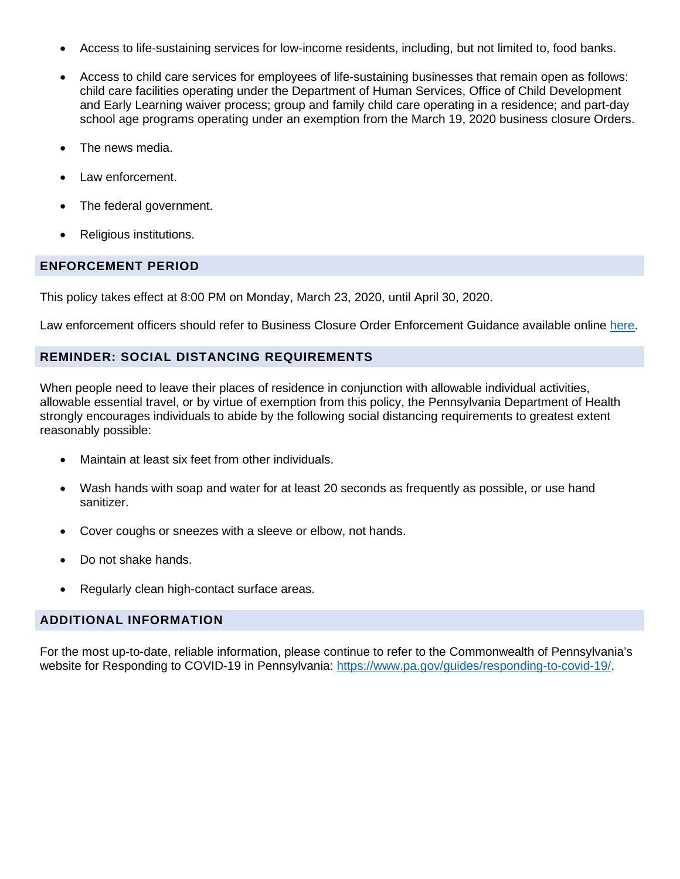- Access to life-sustaining services for low-income residents, including, but not limited to, food banks.

- Access to child care services for employees of life-sustaining businesses that remain open as follows: child care facilities operating under the Department of Human Services, Office of Child Development and Early Learning waiver process; group and family child care operating in a residence; and part-day school age programs operating under an exemption from the March 19, 2020 business closure Orders.

- The news media.

- Law enforcement.

- The federal government.

- Religious institutions.

## ENFORCEMENT PERIOD

This policy takes effect at 8:00 PM on Monday, March 23, 2020, until April 30, 2020.

Law enforcement officers should refer to Business Closure Order Enforcement Guidance available online here.

## REMINDER: SOCIAL DISTANCING REQUIREMENTS

When people need to leave their places of residence in conjunction with allowable individual activities, allowable essential travel, or by virtue of exemption from this policy, the Pennsylvania Department of Health strongly encourages individuals to abide by the following social distancing requirements to greatest extent reasonably possible:

- Maintain at least six feet from other individuals.

- Wash hands with soap and water for at least 20 seconds as frequently as possible, or use hand sanitizer.

- Cover coughs or sneezes with a sleeve or elbow, not hands.

- Do not shake hands.

- Regularly clean high-contact surface areas.

## ADDITIONAL INFORMATION

For the most up-to-date, reliable information, please continue to refer to the Commonwealth of Pennsylvania's website for Responding to COVID-19 in Pennsylvania: https://www.pa.gov/guides/responding-to-covid-19/.